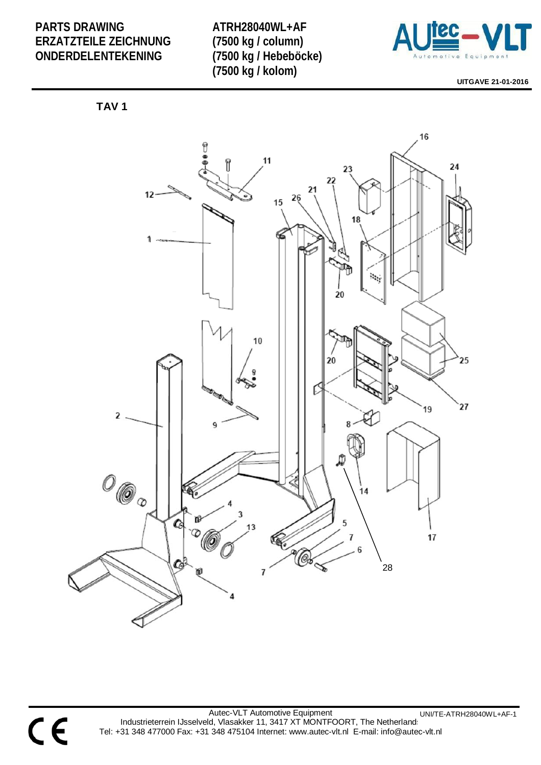**PARTS DRAWING**
**ERZATZTEILE ZEICHNUNG**
**ONDERDELENTEKENING**

**ATRH28040WL+AF**
**(7500 kg / column)**
**(7500 kg / Hebeböcke)**
**(7500 kg / kolom)**

**UITGAVE 21-01-2016**

## TAV 1

1
2
3
4
4
5
6
7
7
8
9
10
11
12
13
14
15
16
17
18
19
20
20
21
22
23
24
25
26
27
28

Autec-VLT Automotive Equipment
Industrieterrein IJsselveld, Vlasakker 11, 3417 XT MONTFOORT, The Netherland:
Tel: +31 348 477000 Fax: +31 348 475104 Internet: www.autec-vlt.nl E-mail: info@autec-vlt.nl

UNI/TE-ATRH28040WL+AF-1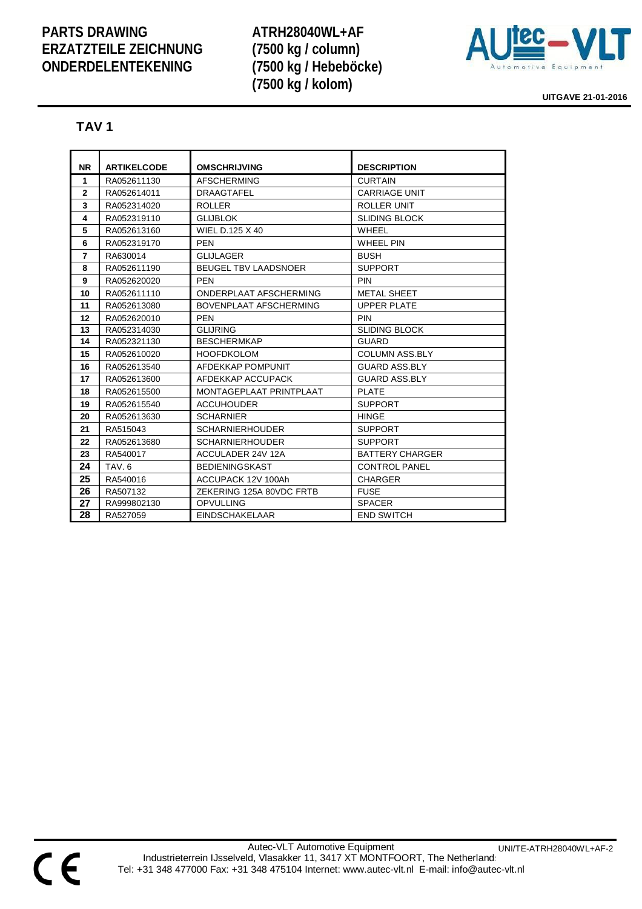# PARTS DRAWING
# ERZATZTEILE ZEICHNUNG
# ONDERDELENTEKENING

**ATRH28040WL+AF**
**(7500 kg / column)**
**(7500 kg / Hebeböcke)**
**(7500 kg / kolom)**

**UITGAVE 21-01-2016**

## TAV 1

| NR | ARTIKELCODE | OMSCHRIJVING | DESCRIPTION |
|---|---|---|---|
| 1 | RA052611130 | AFSCHERMING | CURTAIN |
| 2 | RA052614011 | DRAAGTAFEL | CARRIAGE UNIT |
| 3 | RA052314020 | ROLLER | ROLLER UNIT |
| 4 | RA052319110 | GLIJBLOK | SLIDING BLOCK |
| 5 | RA052613160 | WIEL D.125 X 40 | WHEEL |
| 6 | RA052319170 | PEN | WHEEL PIN |
| 7 | RA630014 | GLIJLAGER | BUSH |
| 8 | RA052611190 | BEUGEL TBV LAADSNOER | SUPPORT |
| 9 | RA052620020 | PEN | PIN |
| 10 | RA052611110 | ONDERPLAAT AFSCHERMING | METAL SHEET |
| 11 | RA052613080 | BOVENPLAAT AFSCHERMING | UPPER PLATE |
| 12 | RA052620010 | PEN | PIN |
| 13 | RA052314030 | GLIJRING | SLIDING BLOCK |
| 14 | RA052321130 | BESCHERMKAP | GUARD |
| 15 | RA052610020 | HOOFDKOLOM | COLUMN ASS.BLY |
| 16 | RA052613540 | AFDEKKAP POMPUNIT | GUARD ASS.BLY |
| 17 | RA052613600 | AFDEKKAP ACCUPACK | GUARD ASS.BLY |
| 18 | RA052615500 | MONTAGEPLAAT PRINTPLAAT | PLATE |
| 19 | RA052615540 | ACCUHOUDER | SUPPORT |
| 20 | RA052613630 | SCHARNIER | HINGE |
| 21 | RA515043 | SCHARNIERHOUDER | SUPPORT |
| 22 | RA052613680 | SCHARNIERHOUDER | SUPPORT |
| 23 | RA540017 | ACCULADER 24V 12A | BATTERY CHARGER |
| 24 | TAV. 6 | BEDIENINGSKAST | CONTROL PANEL |
| 25 | RA540016 | ACCUPACK 12V 100Ah | CHARGER |
| 26 | RA507132 | ZEKERING 125A 80VDC FRTB | FUSE |
| 27 | RA999802130 | OPVULLING | SPACER |
| 28 | RA527059 | EINDSCHAKELAAR | END SWITCH |

Autec-VLT Automotive Equipment
Industrieterrein IJsselveld, Vlasakker 11, 3417 XT MONTFOORT, The Netherlands
Tel: +31 348 477000 Fax: +31 348 475104 Internet: www.autec-vlt.nl E-mail: info@autec-vlt.nl

UNI/TE-ATRH28040WL+AF-2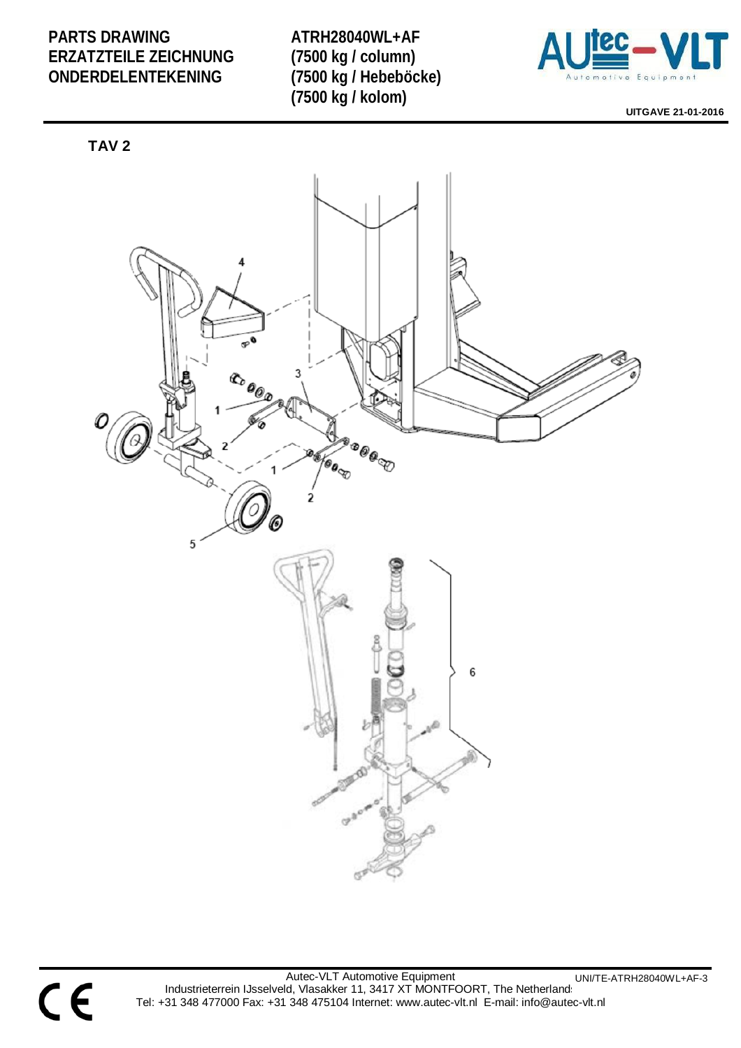PARTS DRAWING
ERZATZTEILE ZEICHNUNG
ONDERDELENTEKENING

**ATRH28040WL+AF**
**(7500 kg / column)**
**(7500 kg / Hebeböcke)**
**(7500 kg / kolom)**

UITGAVE 21-01-2016

**TAV 2**

4
3
1
2
1
2
5
6

Autec-VLT Automotive Equipment
Industrieterrein IJsselveld, Vlasakker 11, 3417 XT MONTFOORT, The Netherlands
Tel: +31 348 477000 Fax: +31 348 475104 Internet: www.autec-vlt.nl E-mail: info@autec-vlt.nl

UNI/TE-ATRH28040WL+AF-3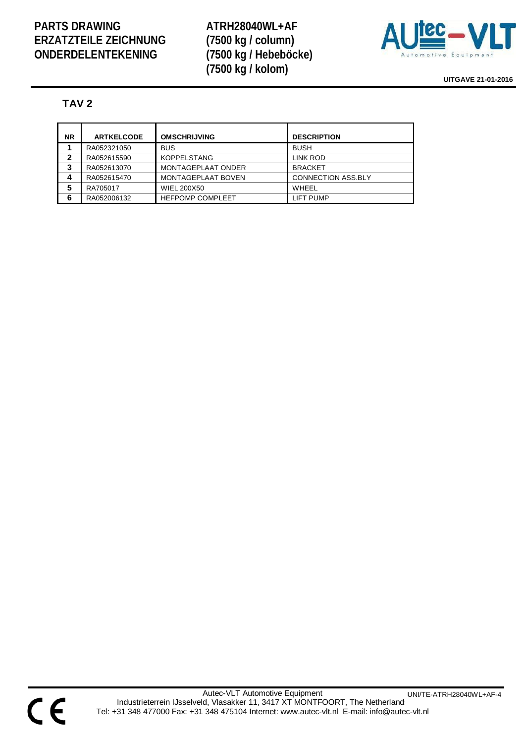**PARTS DRAWING**
**ERZATZTEILE ZEICHNUNG**
**ONDERDELENTEKENING**

**ATRH28040WL+AF**
**(7500 kg / column)**
**(7500 kg / Hebeböcke)**
**(7500 kg / kolom)**

**UITGAVE 21-01-2016**

## TAV 2

| NR | ARTKELCODE | OMSCHRIJVING | DESCRIPTION |
|---|---|---|---|
| 1 | RA052321050 | BUS | BUSH |
| 2 | RA052615590 | KOPPELSTANG | LINK ROD |
| 3 | RA052613070 | MONTAGEPLAAT ONDER | BRACKET |
| 4 | RA052615470 | MONTAGEPLAAT BOVEN | CONNECTION ASS.BLY |
| 5 | RA705017 | WIEL 200X50 | WHEEL |
| 6 | RA052006132 | HEFPOMP COMPLEET | LIFT PUMP |

Autec-VLT Automotive Equipment
Industrieterrein IJsselveld, Vlasakker 11, 3417 XT MONTFOORT, The Netherlands
Tel: +31 348 477000 Fax: +31 348 475104 Internet: www.autec-vlt.nl E-mail: info@autec-vlt.nl

UNI/TE-ATRH28040WL+AF-4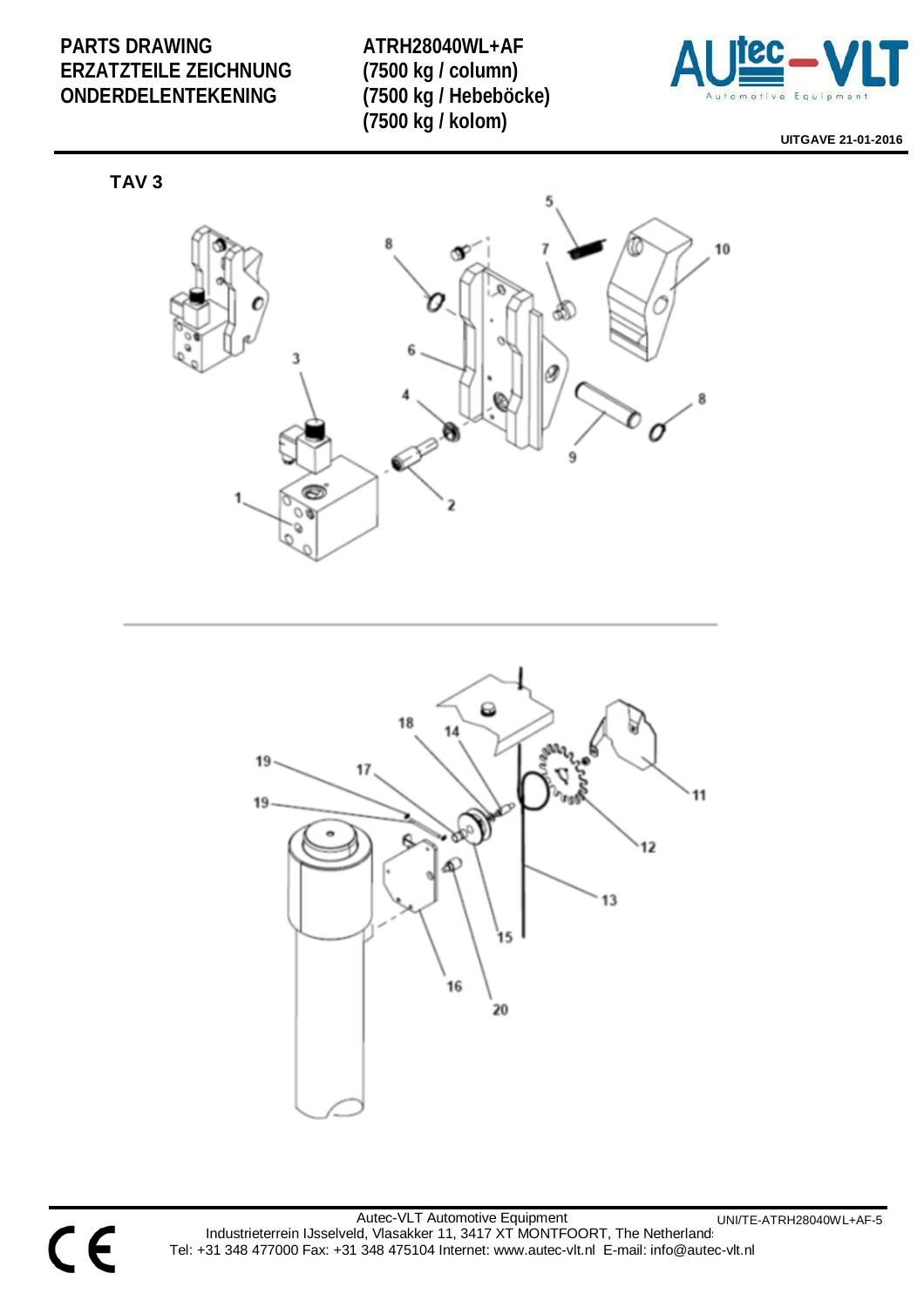PARTS DRAWING
ERZATZTEILE ZEICHNUNG
ONDERDELENTEKENING

ATRH28040WL+AF
(7500 kg / column)
(7500 kg / Hebeböcke)
(7500 kg / kolom)

UITGAVE 21-01-2016

**TAV 3**

5
8
7
10
3
6
4
8
9
1
2

18
14
19
17
11
19
12
13
15
16
20

Autec-VLT Automotive Equipment
Industrieterrein IJsselveld, Vlasakker 11, 3417 XT MONTFOORT, The Netherlands
Tel: +31 348 477000 Fax: +31 348 475104 Internet: www.autec-vlt.nl E-mail: info@autec-vlt.nl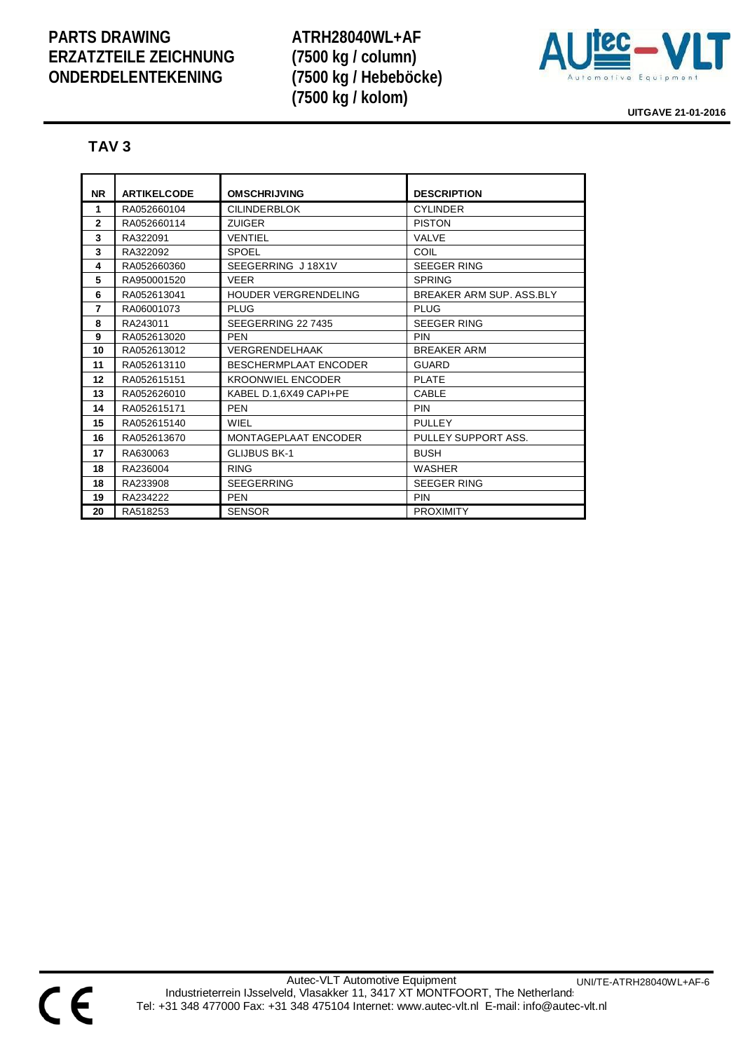# PARTS DRAWING
# ERZATZTEILE ZEICHNUNG
# ONDERDELENTEKENING

**ATRH28040WL+AF**
**(7500 kg / column)**
**(7500 kg / Hebeböcke)**
**(7500 kg / kolom)**

**UITGAVE 21-01-2016**

## TAV 3

| NR | ARTIKELCODE | OMSCHRIJVING | DESCRIPTION |
|---|---|---|---|
| 1 | RA052660104 | CILINDERBLOK | CYLINDER |
| 2 | RA052660114 | ZUIGER | PISTON |
| 3 | RA322091 | VENTIEL | VALVE |
| 3 | RA322092 | SPOEL | COIL |
| 4 | RA052660360 | SEEGERRING J 18X1V | SEEGER RING |
| 5 | RA950001520 | VEER | SPRING |
| 6 | RA052613041 | HOUDER VERGRENDELING | BREAKER ARM SUP. ASS.BLY |
| 7 | RA06001073 | PLUG | PLUG |
| 8 | RA243011 | SEEGERRING 22 7435 | SEEGER RING |
| 9 | RA052613020 | PEN | PIN |
| 10 | RA052613012 | VERGRENDELHAAK | BREAKER ARM |
| 11 | RA052613110 | BESCHERMPLAAT ENCODER | GUARD |
| 12 | RA052615151 | KROONWIEL ENCODER | PLATE |
| 13 | RA052626010 | KABEL D.1,6X49 CAPI+PE | CABLE |
| 14 | RA052615171 | PEN | PIN |
| 15 | RA052615140 | WIEL | PULLEY |
| 16 | RA052613670 | MONTAGEPLAAT ENCODER | PULLEY SUPPORT ASS. |
| 17 | RA630063 | GLIJBUS BK-1 | BUSH |
| 18 | RA236004 | RING | WASHER |
| 18 | RA233908 | SEEGERRING | SEEGER RING |
| 19 | RA234222 | PEN | PIN |
| 20 | RA518253 | SENSOR | PROXIMITY |

Autec-VLT Automotive Equipment
Industrieterrein IJsselveld, Vlasakker 11, 3417 XT MONTFOORT, The Netherlands
Tel: +31 348 477000 Fax: +31 348 475104 Internet: www.autec-vlt.nl E-mail: info@autec-vlt.nl

UNI/TE-ATRH28040WL+AF-6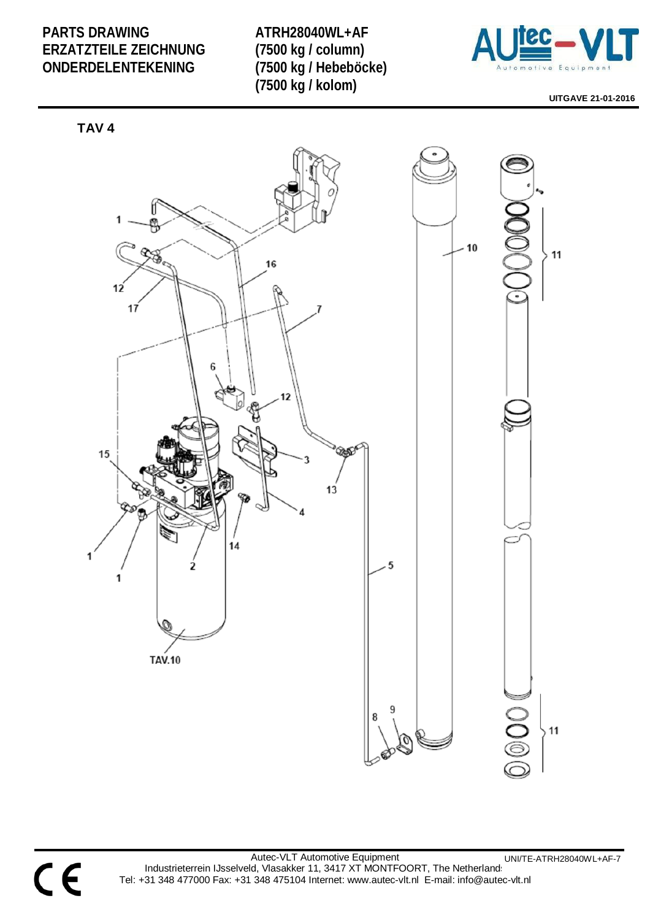# PARTS DRAWING
# ERZATZTEILE ZEICHNUNG
# ONDERDELENTEKENING

**ATRH28040WL+AF**
**(7500 kg / column)**
**(7500 kg / Hebeböcke)**
**(7500 kg / kolom)**

**UITGAVE 21-01-2016**

## TAV 4

1, 12, 16, 17, 7, 6, 12, 15, 3, 13, 4, 14, 1, 1, 2, 5, TAV.10, 10, 11, 8, 9, 11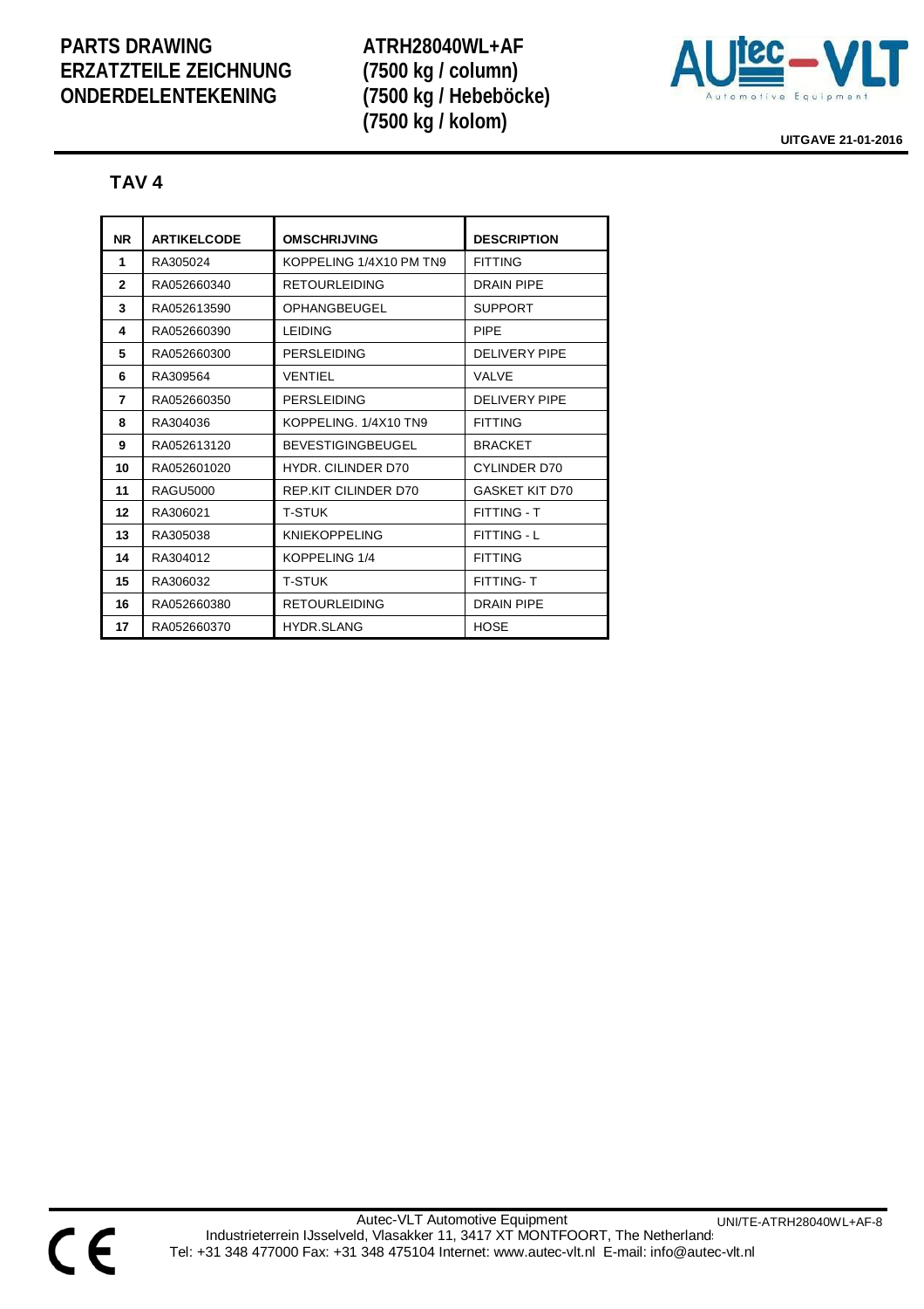# PARTS DRAWING
# ERZATZTEILE ZEICHNUNG
# ONDERDELENTEKENING

**ATRH28040WL+AF**
**(7500 kg / column)**
**(7500 kg / Hebeböcke)**
**(7500 kg / kolom)**

**UITGAVE 21-01-2016**

## TAV 4

| NR | ARTIKELCODE | OMSCHRIJVING | DESCRIPTION |
|---|---|---|---|
| 1 | RA305024 | KOPPELING 1/4X10 PM TN9 | FITTING |
| 2 | RA052660340 | RETOURLEIDING | DRAIN PIPE |
| 3 | RA052613590 | OPHANGBEUGEL | SUPPORT |
| 4 | RA052660390 | LEIDING | PIPE |
| 5 | RA052660300 | PERSLEIDING | DELIVERY PIPE |
| 6 | RA309564 | VENTIEL | VALVE |
| 7 | RA052660350 | PERSLEIDING | DELIVERY PIPE |
| 8 | RA304036 | KOPPELING. 1/4X10 TN9 | FITTING |
| 9 | RA052613120 | BEVESTIGINGBEUGEL | BRACKET |
| 10 | RA052601020 | HYDR. CILINDER D70 | CYLINDER D70 |
| 11 | RAGU5000 | REP.KIT CILINDER D70 | GASKET KIT D70 |
| 12 | RA306021 | T-STUK | FITTING - T |
| 13 | RA305038 | KNIEKOPPELING | FITTING - L |
| 14 | RA304012 | KOPPELING 1/4 | FITTING |
| 15 | RA306032 | T-STUK | FITTING- T |
| 16 | RA052660380 | RETOURLEIDING | DRAIN PIPE |
| 17 | RA052660370 | HYDR.SLANG | HOSE |

Autec-VLT Automotive Equipment
Industrieterrein IJsselveld, Vlasakker 11, 3417 XT MONTFOORT, The Netherlands
Tel: +31 348 477000 Fax: +31 348 475104 Internet: www.autec-vlt.nl E-mail: info@autec-vlt.nl

UNI/TE-ATRH28040WL+AF-8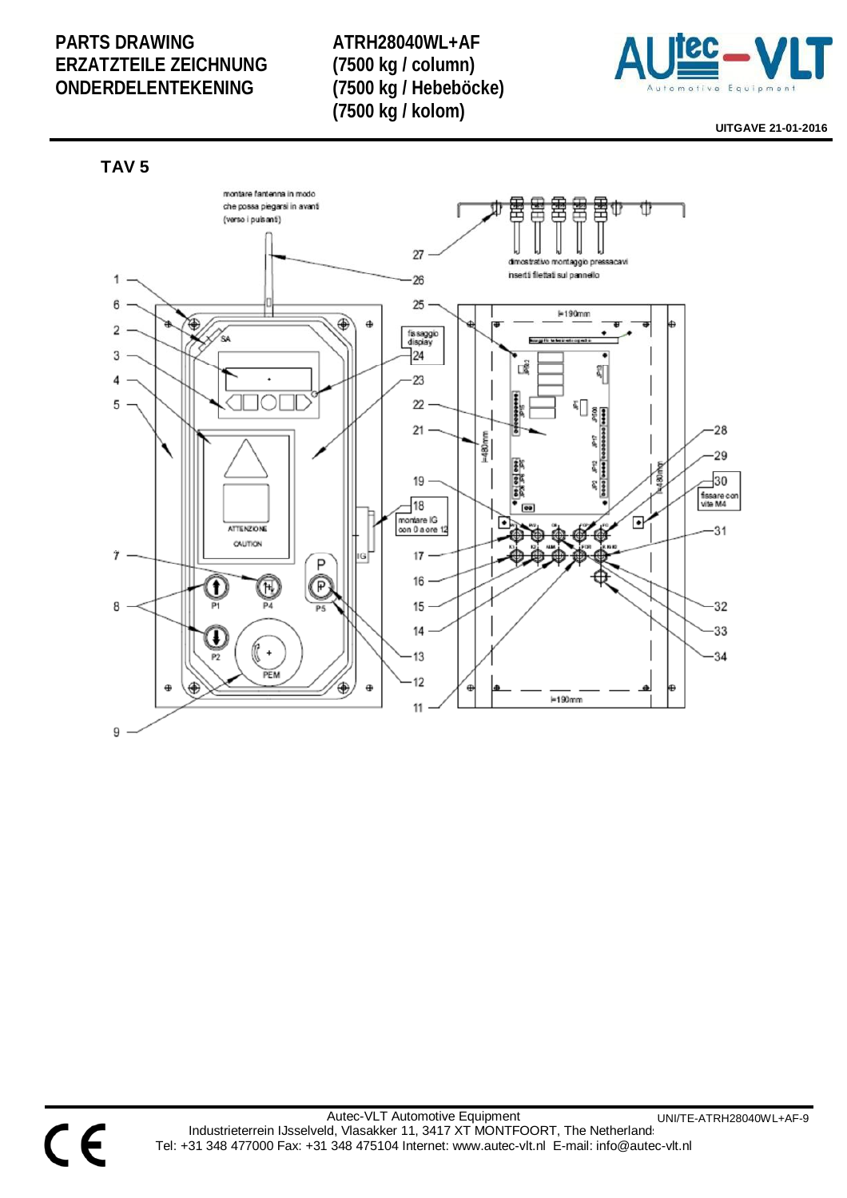PARTS DRAWING
ERZATZTEILE ZEICHNUNG
ONDERDELENTEKENING

**ATRH28040WL+AF**
**(7500 kg / column)**
**(7500 kg / Hebeböcke)**
**(7500 kg / kolom)**

UITGAVE 21-01-2016

## TAV 5

montare l'antenna in modo che possa piegarsi in avanti (verso i pulsanti)

dimostrativo montaggio pressacavi inserti filettati sul pannello

fissaggio display

montare IG con 0 a ore 12

fissare con vite M4

l=190mm

l=480mm

ATTENZIONE
CAUTION

SA, IG, P1, P2, P4, P5, PEM

1, 2, 3, 4, 5, 6, 7, 8, 9, 11, 12, 13, 14, 15, 16, 17, 18, 19, 21, 22, 23, 24, 25, 26, 27, 28, 29, 30, 31, 32, 33, 34

Autec-VLT Automotive Equipment
Industrieterrein IJsselveld, Vlasakker 11, 3417 XT MONTFOORT, The Netherlands
Tel: +31 348 477000 Fax: +31 348 475104 Internet: www.autec-vlt.nl E-mail: info@autec-vlt.nl

UNI/TE-ATRH28040WL+AF-9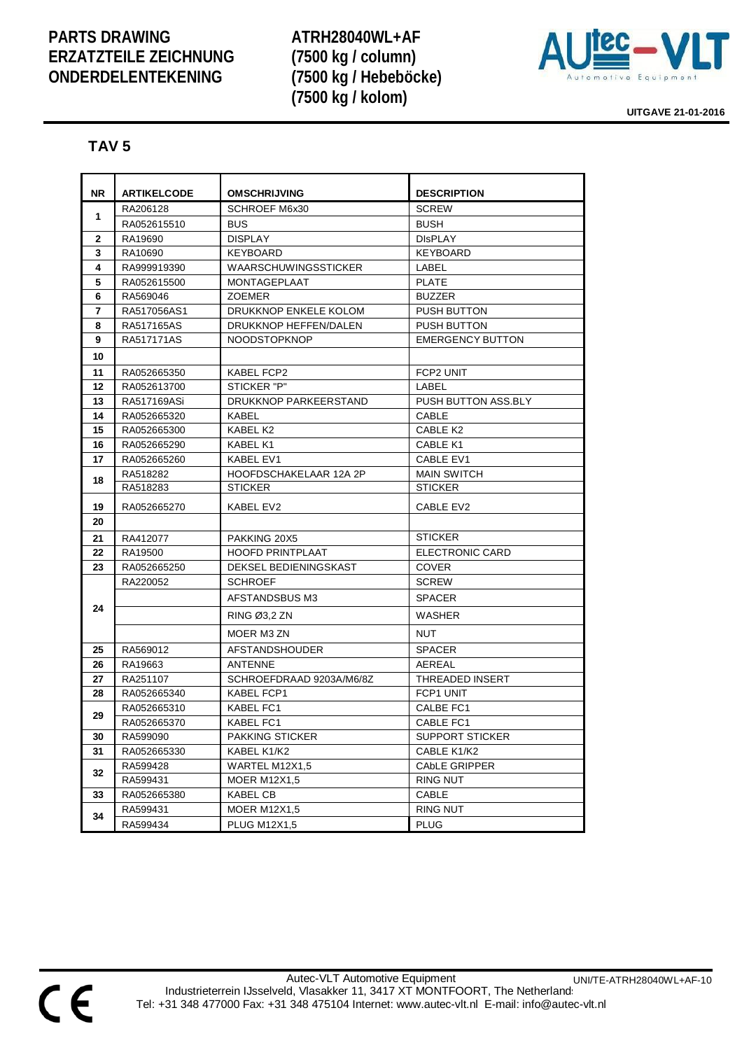# PARTS DRAWING
# ERZATZTEILE ZEICHNUNG
# ONDERDELENTEKENING

**ATRH28040WL+AF**
**(7500 kg / column)**
**(7500 kg / Hebeböcke)**
**(7500 kg / kolom)**

**UITGAVE 21-01-2016**

## TAV 5

| NR | ARTIKELCODE | OMSCHRIJVING | DESCRIPTION |
|---|---|---|---|
| 1 | RA206128 | SCHROEF M6x30 | SCREW |
| | RA052615510 | BUS | BUSH |
| 2 | RA19690 | DISPLAY | DIsPLAY |
| 3 | RA10690 | KEYBOARD | KEYBOARD |
| 4 | RA999919390 | WAARSCHUWINGSSTICKER | LABEL |
| 5 | RA052615500 | MONTAGEPLAAT | PLATE |
| 6 | RA569046 | ZOEMER | BUZZER |
| 7 | RA517056AS1 | DRUKKNOP ENKELE KOLOM | PUSH BUTTON |
| 8 | RA517165AS | DRUKKNOP HEFFEN/DALEN | PUSH BUTTON |
| 9 | RA517171AS | NOODSTOPKNOP | EMERGENCY BUTTON |
| 10 | | | |
| 11 | RA052665350 | KABEL FCP2 | FCP2 UNIT |
| 12 | RA052613700 | STICKER "P" | LABEL |
| 13 | RA517169ASi | DRUKKNOP PARKEERSTAND | PUSH BUTTON ASS.BLY |
| 14 | RA052665320 | KABEL | CABLE |
| 15 | RA052665300 | KABEL K2 | CABLE K2 |
| 16 | RA052665290 | KABEL K1 | CABLE K1 |
| 17 | RA052665260 | KABEL EV1 | CABLE EV1 |
| 18 | RA518282 | HOOFDSCHAKELAAR 12A 2P | MAIN SWITCH |
| | RA518283 | STICKER | STICKER |
| 19 | RA052665270 | KABEL EV2 | CABLE EV2 |
| 20 | | | |
| 21 | RA412077 | PAKKING 20X5 | STICKER |
| 22 | RA19500 | HOOFD PRINTPLAAT | ELECTRONIC CARD |
| 23 | RA052665250 | DEKSEL BEDIENINGSKAST | COVER |
| 24 | RA220052 | SCHROEF | SCREW |
| | | AFSTANDSBUS M3 | SPACER |
| | | RING Ø3,2 ZN | WASHER |
| | | MOER M3 ZN | NUT |
| 25 | RA569012 | AFSTANDSHOUDER | SPACER |
| 26 | RA19663 | ANTENNE | AEREAL |
| 27 | RA251107 | SCHROEFDRAAD 9203A/M6/8Z | THREADED INSERT |
| 28 | RA052665340 | KABEL FCP1 | FCP1 UNIT |
| 29 | RA052665310 | KABEL FC1 | CALBE FC1 |
| | RA052665370 | KABEL FC1 | CABLE FC1 |
| 30 | RA599090 | PAKKING STICKER | SUPPORT STICKER |
| 31 | RA052665330 | KABEL K1/K2 | CABLE K1/K2 |
| 32 | RA599428 | WARTEL M12X1,5 | CAbLE GRIPPER |
| | RA599431 | MOER M12X1,5 | RING NUT |
| 33 | RA052665380 | KABEL CB | CABLE |
| 34 | RA599431 | MOER M12X1,5 | RING NUT |
| | RA599434 | PLUG M12X1,5 | PLUG |

Autec-VLT Automotive Equipment
Industrieterrein IJsselveld, Vlasakker 11, 3417 XT MONTFOORT, The Netherlands
Tel: +31 348 477000 Fax: +31 348 475104 Internet: www.autec-vlt.nl E-mail: info@autec-vlt.nl

UNI/TE-ATRH28040WL+AF-10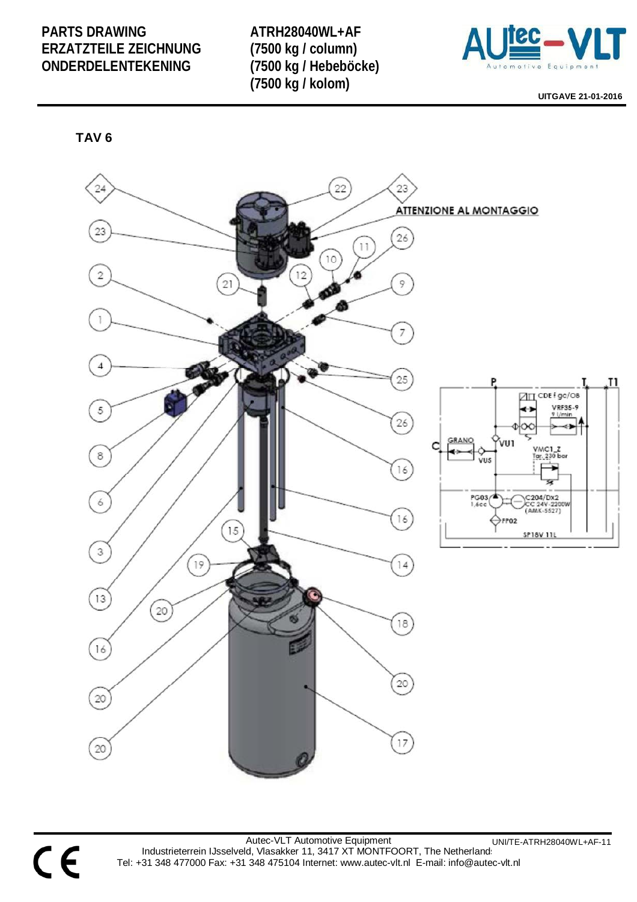# PARTS DRAWING
# ERZATZTEILE ZEICHNUNG
# ONDERDELENTEKENING

**ATRH28040WL+AF**
**(7500 kg / column)**
**(7500 kg / Hebeböcke)**
**(7500 kg / kolom)**

**UITGAVE 21-01-2016**

## TAV 6

ATTENZIONE AL MONTAGGIO

Autec-VLT Automotive Equipment
Industrieterrein IJsselveld, Vlasakker 11, 3417 XT MONTFOORT, The Netherlands
Tel: +31 348 477000 Fax: +31 348 475104 Internet: www.autec-vlt.nl E-mail: info@autec-vlt.nl

UNI/TE-ATRH28040WL+AF-11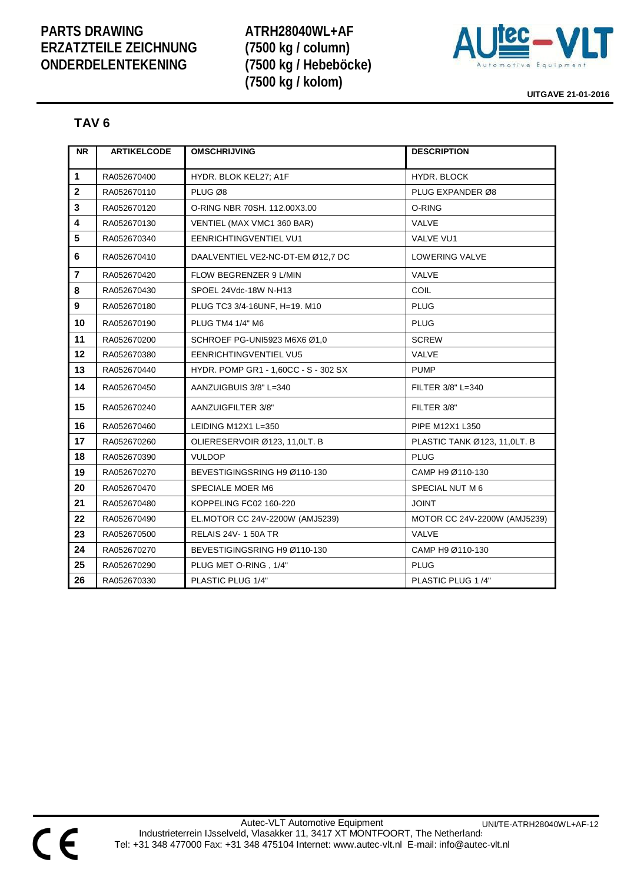# PARTS DRAWING
# ERZATZTEILE ZEICHNUNG
# ONDERDELENTEKENING

**ATRH28040WL+AF**
**(7500 kg / column)**
**(7500 kg / Hebeböcke)**
**(7500 kg / kolom)**

**UITGAVE 21-01-2016**

## TAV 6

| NR | ARTIKELCODE | OMSCHRIJVING | DESCRIPTION |
|---|---|---|---|
| 1 | RA052670400 | HYDR. BLOK KEL27; A1F | HYDR. BLOCK |
| 2 | RA052670110 | PLUG Ø8 | PLUG EXPANDER Ø8 |
| 3 | RA052670120 | O-RING NBR 70SH. 112.00X3.00 | O-RING |
| 4 | RA052670130 | VENTIEL (MAX VMC1 360 BAR) | VALVE |
| 5 | RA052670340 | EENRICHTINGVENTIEL VU1 | VALVE VU1 |
| 6 | RA052670410 | DAALVENTIEL VE2-NC-DT-EM Ø12,7 DC | LOWERING VALVE |
| 7 | RA052670420 | FLOW BEGRENZER 9 L/MIN | VALVE |
| 8 | RA052670430 | SPOEL 24Vdc-18W N-H13 | COIL |
| 9 | RA052670180 | PLUG TC3 3/4-16UNF, H=19. M10 | PLUG |
| 10 | RA052670190 | PLUG TM4 1/4" M6 | PLUG |
| 11 | RA052670200 | SCHROEF PG-UNI5923 M6X6 Ø1,0 | SCREW |
| 12 | RA052670380 | EENRICHTINGVENTIEL VU5 | VALVE |
| 13 | RA052670440 | HYDR. POMP GR1 - 1,60CC - S - 302 SX | PUMP |
| 14 | RA052670450 | AANZUIGBUIS 3/8" L=340 | FILTER 3/8" L=340 |
| 15 | RA052670240 | AANZUIGFILTER 3/8" | FILTER 3/8" |
| 16 | RA052670460 | LEIDING M12X1 L=350 | PIPE M12X1 L350 |
| 17 | RA052670260 | OLIERESERVOIR Ø123, 11,0LT. B | PLASTIC TANK Ø123, 11,0LT. B |
| 18 | RA052670390 | VULDOP | PLUG |
| 19 | RA052670270 | BEVESTIGINGSRING H9 Ø110-130 | CAMP H9 Ø110-130 |
| 20 | RA052670470 | SPECIALE MOER M6 | SPECIAL NUT M 6 |
| 21 | RA052670480 | KOPPELING FC02 160-220 | JOINT |
| 22 | RA052670490 | EL.MOTOR CC 24V-2200W (AMJ5239) | MOTOR CC 24V-2200W (AMJ5239) |
| 23 | RA052670500 | RELAIS 24V- 1 50A TR | VALVE |
| 24 | RA052670270 | BEVESTIGINGSRING H9 Ø110-130 | CAMP H9 Ø110-130 |
| 25 | RA052670290 | PLUG MET O-RING , 1/4" | PLUG |
| 26 | RA052670330 | PLASTIC PLUG 1/4" | PLASTIC PLUG 1 /4" |

Autec-VLT Automotive Equipment
Industrieterrein IJsselveld, Vlasakker 11, 3417 XT MONTFOORT, The Netherlands
Tel: +31 348 477000 Fax: +31 348 475104 Internet: www.autec-vlt.nl E-mail: info@autec-vlt.nl

UNI/TE-ATRH28040WL+AF-12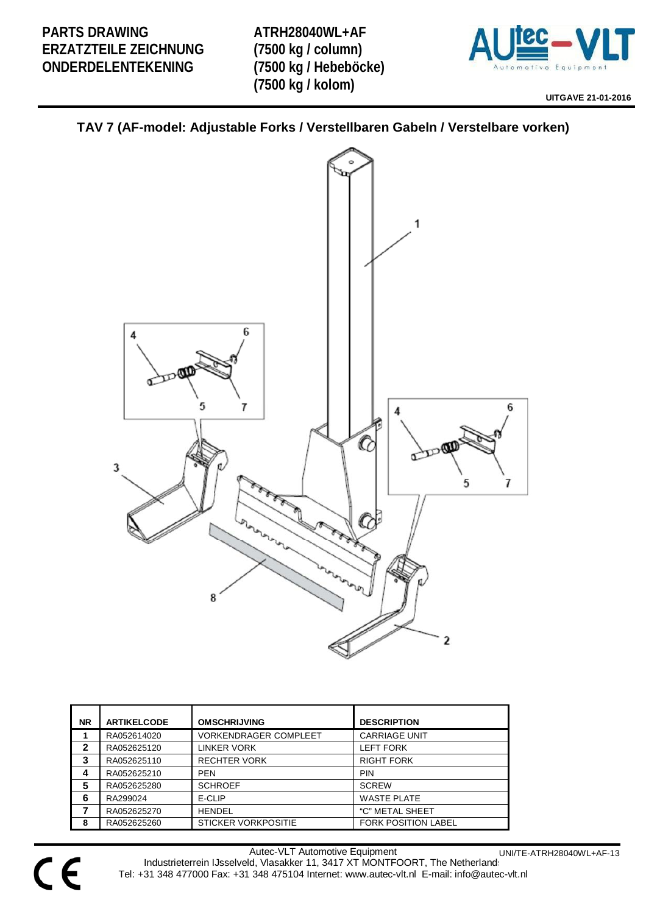# PARTS DRAWING
# ERZATZTEILE ZEICHNUNG
# ONDERDELENTEKENING

**ATRH28040WL+AF**
**(7500 kg / column)**
**(7500 kg / Hebeböcke)**
**(7500 kg / kolom)**

**UITGAVE 21-01-2016**

## TAV 7 (AF-model: Adjustable Forks / Verstellbaren Gabeln / Verstelbare vorken)

1
2
3
4
5
6
7
8

| NR | ARTIKELCODE | OMSCHRIJVING | DESCRIPTION |
|---|---|---|---|
| 1 | RA052614020 | VORKENDRAGER COMPLEET | CARRIAGE UNIT |
| 2 | RA052625120 | LINKER VORK | LEFT FORK |
| 3 | RA052625110 | RECHTER VORK | RIGHT FORK |
| 4 | RA052625210 | PEN | PIN |
| 5 | RA052625280 | SCHROEF | SCREW |
| 6 | RA299024 | E-CLIP | WASTE PLATE |
| 7 | RA052625270 | HENDEL | "C" METAL SHEET |
| 8 | RA052625260 | STICKER VORKPOSITIE | FORK POSITION LABEL |

Autec-VLT Automotive Equipment
Industrieterrein IJsselveld, Vlasakker 11, 3417 XT MONTFOORT, The Netherlands
Tel: +31 348 477000 Fax: +31 348 475104 Internet: www.autec-vlt.nl E-mail: info@autec-vlt.nl

UNI/TE-ATRH28040WL+AF-13